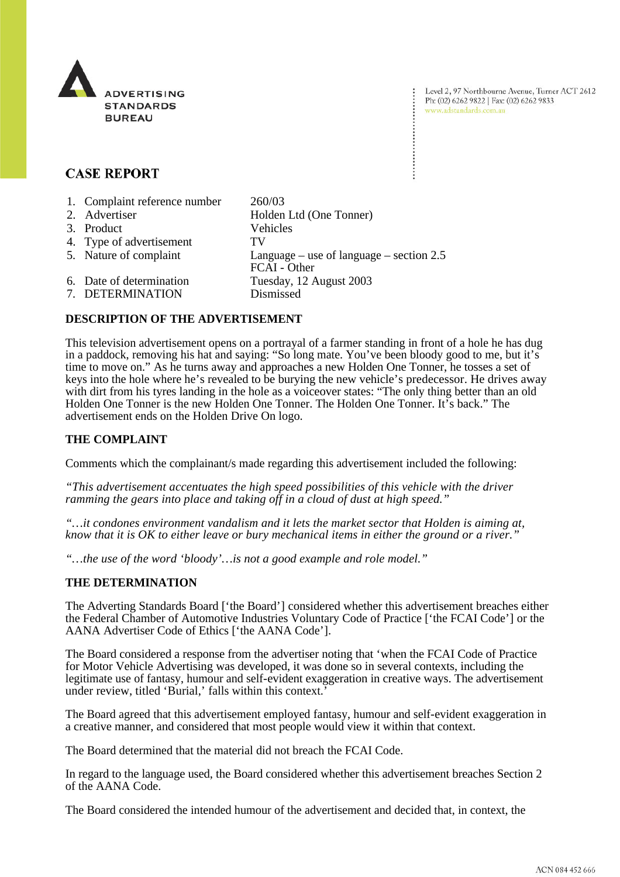ADVERTISING STANDARDS BUREAU

Level 2, 97 Northbourne Avenue, Turner ACT 2612
Ph: (02) 6262 9822 | Fax: (02) 6262 9833
www.adstandards.com.au

## CASE REPORT

| | |
|---|---|
| 1. Complaint reference number | 260/03 |
| 2. Advertiser | Holden Ltd (One Tonner) |
| 3. Product | Vehicles |
| 4. Type of advertisement | TV |
| 5. Nature of complaint | Language – use of language – section 2.5<br>FCAI - Other |
| 6. Date of determination | Tuesday, 12 August 2003 |
| 7. DETERMINATION | Dismissed |

### DESCRIPTION OF THE ADVERTISEMENT

This television advertisement opens on a portrayal of a farmer standing in front of a hole he has dug in a paddock, removing his hat and saying: "So long mate. You've been bloody good to me, but it's time to move on." As he turns away and approaches a new Holden One Tonner, he tosses a set of keys into the hole where he's revealed to be burying the new vehicle's predecessor. He drives away with dirt from his tyres landing in the hole as a voiceover states: "The only thing better than an old Holden One Tonner is the new Holden One Tonner. The Holden One Tonner. It's back." The advertisement ends on the Holden Drive On logo.

### THE COMPLAINT

Comments which the complainant/s made regarding this advertisement included the following:

*"This advertisement accentuates the high speed possibilities of this vehicle with the driver ramming the gears into place and taking off in a cloud of dust at high speed."*

*"…it condones environment vandalism and it lets the market sector that Holden is aiming at, know that it is OK to either leave or bury mechanical items in either the ground or a river."*

*"…the use of the word 'bloody'…is not a good example and role model."*

### THE DETERMINATION

The Adverting Standards Board ['the Board'] considered whether this advertisement breaches either the Federal Chamber of Automotive Industries Voluntary Code of Practice ['the FCAI Code'] or the AANA Advertiser Code of Ethics ['the AANA Code'].

The Board considered a response from the advertiser noting that 'when the FCAI Code of Practice for Motor Vehicle Advertising was developed, it was done so in several contexts, including the legitimate use of fantasy, humour and self-evident exaggeration in creative ways. The advertisement under review, titled 'Burial,' falls within this context.'

The Board agreed that this advertisement employed fantasy, humour and self-evident exaggeration in a creative manner, and considered that most people would view it within that context.

The Board determined that the material did not breach the FCAI Code.

In regard to the language used, the Board considered whether this advertisement breaches Section 2 of the AANA Code.

The Board considered the intended humour of the advertisement and decided that, in context, the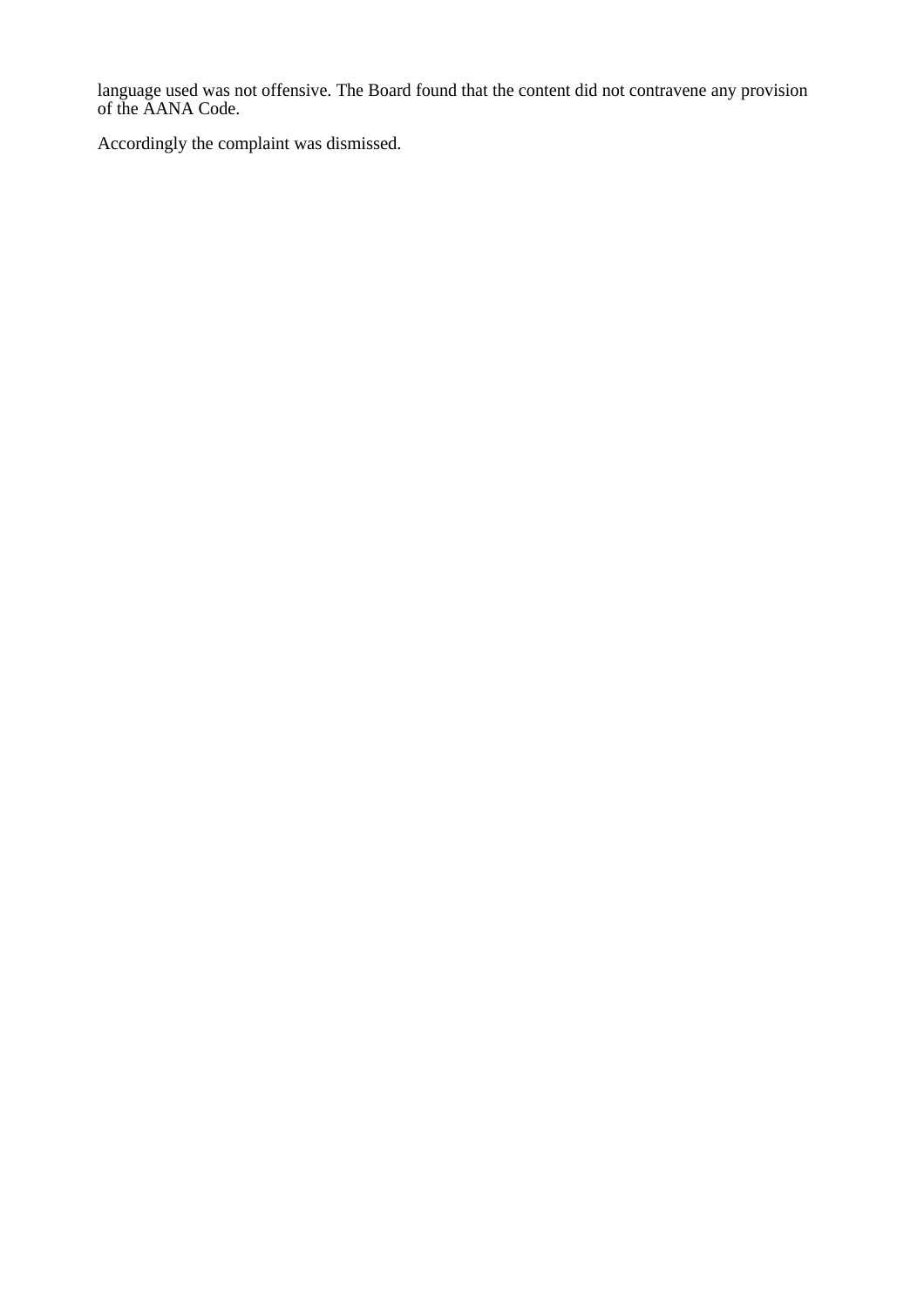language used was not offensive. The Board found that the content did not contravene any provision of the AANA Code.

Accordingly the complaint was dismissed.